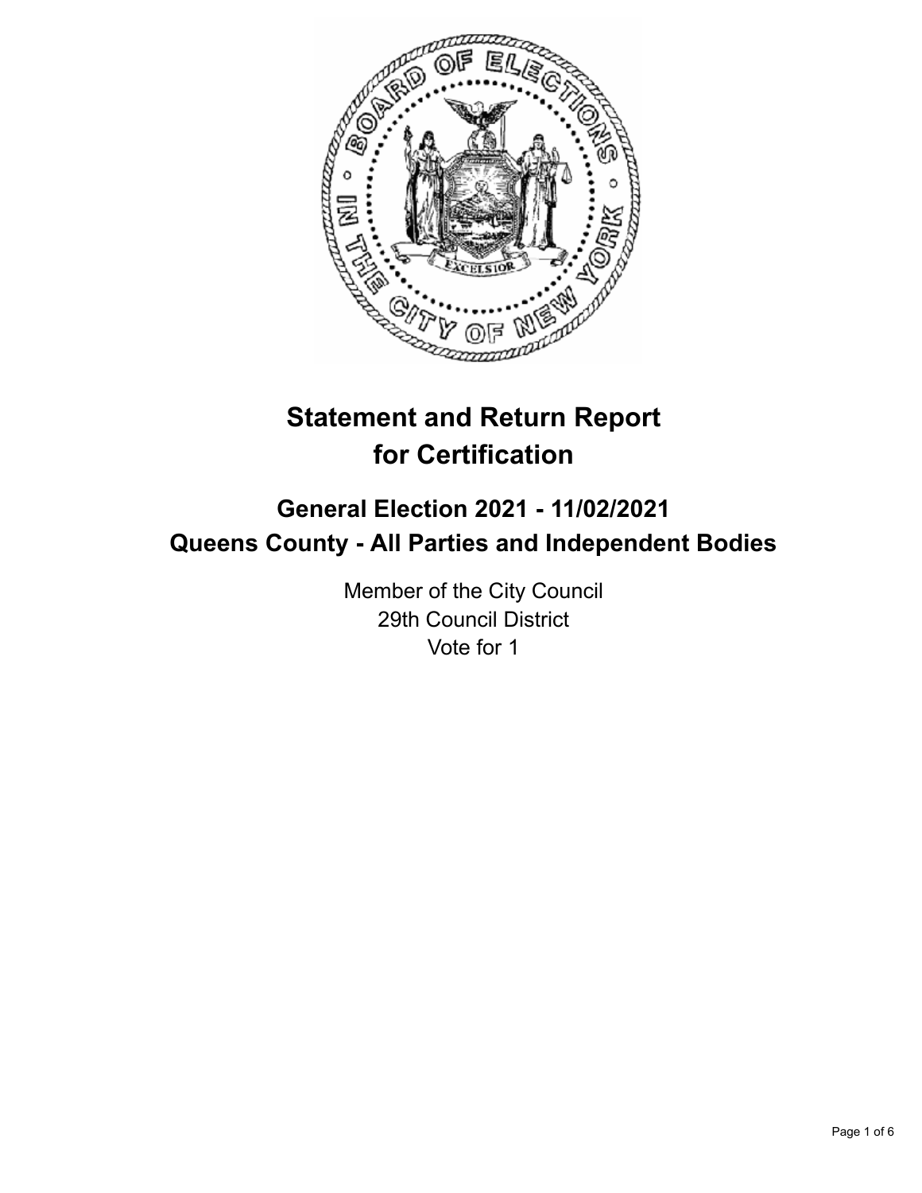# Statement and Return Report for Certification

## General Election 2021 - 11/02/2021
## Queens County - All Parties and Independent Bodies

Member of the City Council
29th Council District
Vote for 1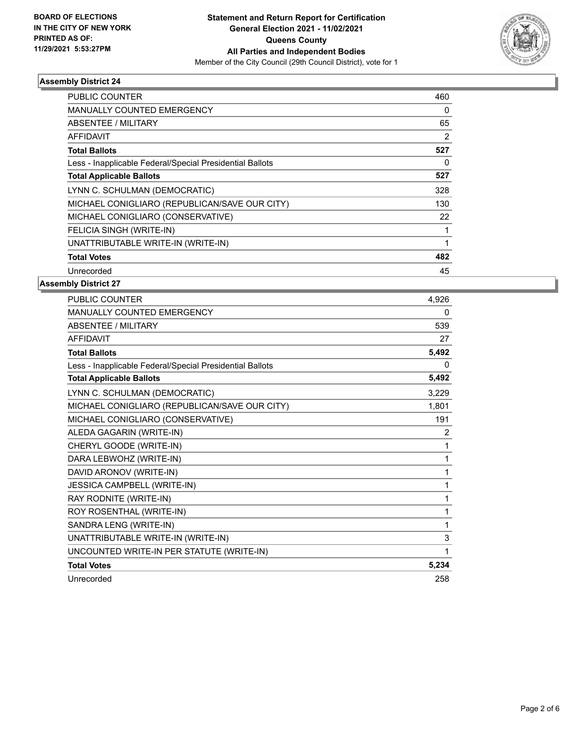**BOARD OF ELECTIONS IN THE CITY OF NEW YORK PRINTED AS OF: 11/29/2021 5:53:27PM**

**Statement and Return Report for Certification General Election 2021 - 11/02/2021 Queens County All Parties and Independent Bodies**

Member of the City Council (29th Council District), vote for 1

### Assembly District 24

| | |
|---|---|
| PUBLIC COUNTER | 460 |
| MANUALLY COUNTED EMERGENCY | 0 |
| ABSENTEE / MILITARY | 65 |
| AFFIDAVIT | 2 |
| **Total Ballots** | **527** |
| Less - Inapplicable Federal/Special Presidential Ballots | 0 |
| **Total Applicable Ballots** | **527** |
| LYNN C. SCHULMAN (DEMOCRATIC) | 328 |
| MICHAEL CONIGLIARO (REPUBLICAN/SAVE OUR CITY) | 130 |
| MICHAEL CONIGLIARO (CONSERVATIVE) | 22 |
| FELICIA SINGH (WRITE-IN) | 1 |
| UNATTRIBUTABLE WRITE-IN (WRITE-IN) | 1 |
| **Total Votes** | **482** |
| Unrecorded | 45 |

### Assembly District 27

| | |
|---|---|
| PUBLIC COUNTER | 4,926 |
| MANUALLY COUNTED EMERGENCY | 0 |
| ABSENTEE / MILITARY | 539 |
| AFFIDAVIT | 27 |
| **Total Ballots** | **5,492** |
| Less - Inapplicable Federal/Special Presidential Ballots | 0 |
| **Total Applicable Ballots** | **5,492** |
| LYNN C. SCHULMAN (DEMOCRATIC) | 3,229 |
| MICHAEL CONIGLIARO (REPUBLICAN/SAVE OUR CITY) | 1,801 |
| MICHAEL CONIGLIARO (CONSERVATIVE) | 191 |
| ALEDA GAGARIN (WRITE-IN) | 2 |
| CHERYL GOODE (WRITE-IN) | 1 |
| DARA LEBWOHZ (WRITE-IN) | 1 |
| DAVID ARONOV (WRITE-IN) | 1 |
| JESSICA CAMPBELL (WRITE-IN) | 1 |
| RAY RODNITE (WRITE-IN) | 1 |
| ROY ROSENTHAL (WRITE-IN) | 1 |
| SANDRA LENG (WRITE-IN) | 1 |
| UNATTRIBUTABLE WRITE-IN (WRITE-IN) | 3 |
| UNCOUNTED WRITE-IN PER STATUTE (WRITE-IN) | 1 |
| **Total Votes** | **5,234** |
| Unrecorded | 258 |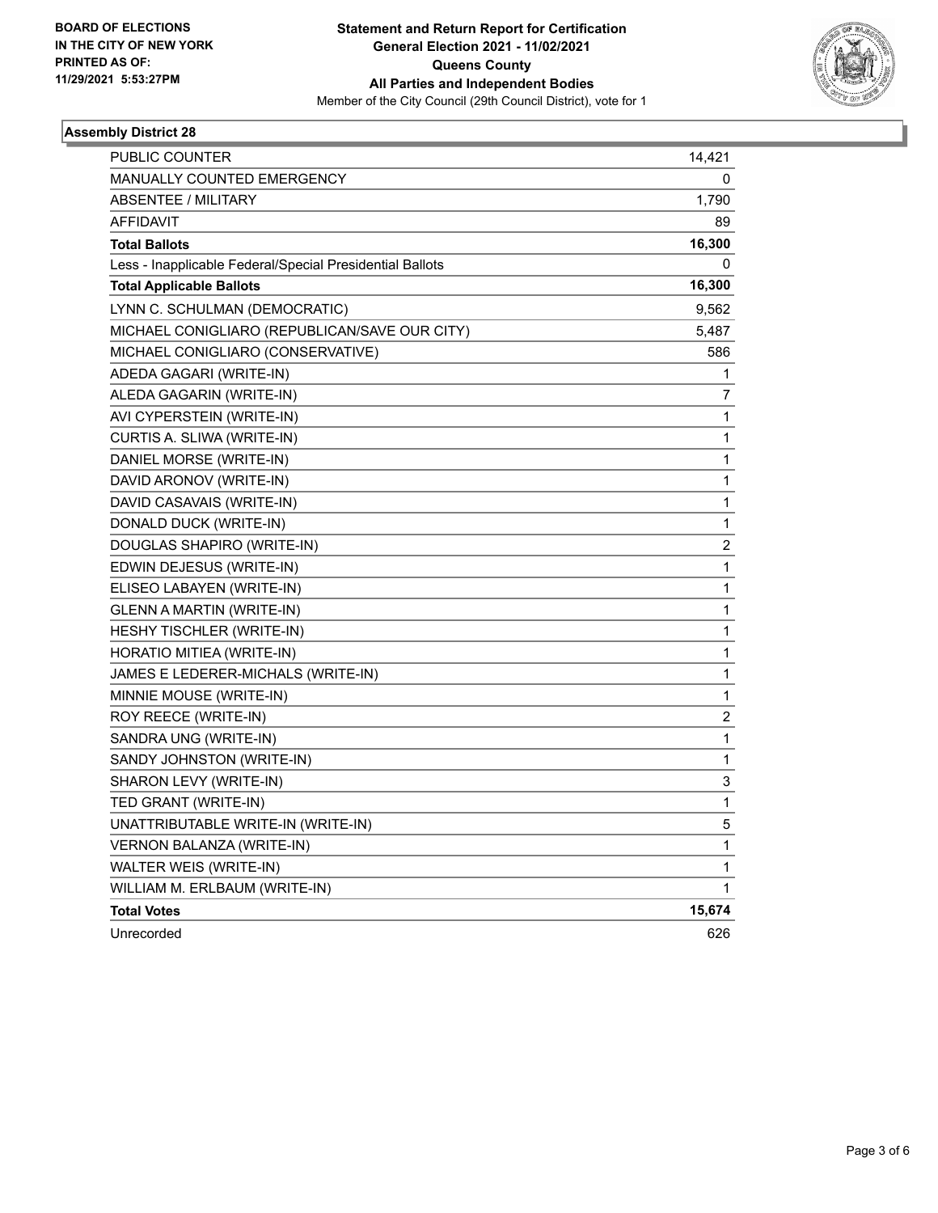**BOARD OF ELECTIONS IN THE CITY OF NEW YORK PRINTED AS OF: 11/29/2021 5:53:27PM**

**Statement and Return Report for Certification**
**General Election 2021 - 11/02/2021**
**Queens County**
**All Parties and Independent Bodies**
Member of the City Council (29th Council District), vote for 1

### Assembly District 28

| | |
|---|---|
| PUBLIC COUNTER | 14,421 |
| MANUALLY COUNTED EMERGENCY | 0 |
| ABSENTEE / MILITARY | 1,790 |
| AFFIDAVIT | 89 |
| **Total Ballots** | **16,300** |
| Less - Inapplicable Federal/Special Presidential Ballots | 0 |
| **Total Applicable Ballots** | **16,300** |
| LYNN C. SCHULMAN (DEMOCRATIC) | 9,562 |
| MICHAEL CONIGLIARO (REPUBLICAN/SAVE OUR CITY) | 5,487 |
| MICHAEL CONIGLIARO (CONSERVATIVE) | 586 |
| ADEDA GAGARI (WRITE-IN) | 1 |
| ALEDA GAGARIN (WRITE-IN) | 7 |
| AVI CYPERSTEIN (WRITE-IN) | 1 |
| CURTIS A. SLIWA (WRITE-IN) | 1 |
| DANIEL MORSE (WRITE-IN) | 1 |
| DAVID ARONOV (WRITE-IN) | 1 |
| DAVID CASAVAIS (WRITE-IN) | 1 |
| DONALD DUCK (WRITE-IN) | 1 |
| DOUGLAS SHAPIRO (WRITE-IN) | 2 |
| EDWIN DEJESUS (WRITE-IN) | 1 |
| ELISEO LABAYEN (WRITE-IN) | 1 |
| GLENN A MARTIN (WRITE-IN) | 1 |
| HESHY TISCHLER (WRITE-IN) | 1 |
| HORATIO MITIEA (WRITE-IN) | 1 |
| JAMES E LEDERER-MICHALS (WRITE-IN) | 1 |
| MINNIE MOUSE (WRITE-IN) | 1 |
| ROY REECE (WRITE-IN) | 2 |
| SANDRA UNG (WRITE-IN) | 1 |
| SANDY JOHNSTON (WRITE-IN) | 1 |
| SHARON LEVY (WRITE-IN) | 3 |
| TED GRANT (WRITE-IN) | 1 |
| UNATTRIBUTABLE WRITE-IN (WRITE-IN) | 5 |
| VERNON BALANZA (WRITE-IN) | 1 |
| WALTER WEIS (WRITE-IN) | 1 |
| WILLIAM M. ERLBAUM (WRITE-IN) | 1 |
| **Total Votes** | **15,674** |
| Unrecorded | 626 |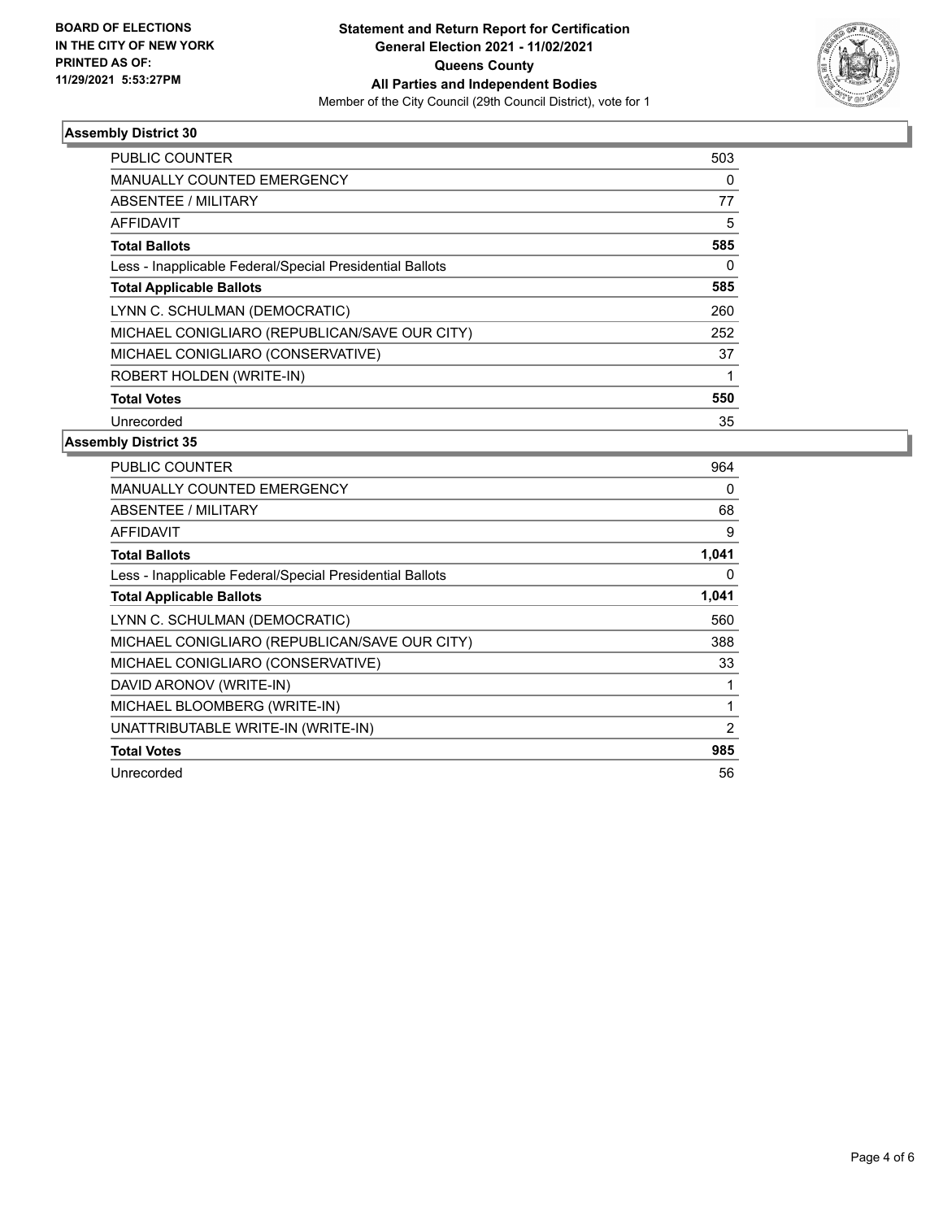**BOARD OF ELECTIONS IN THE CITY OF NEW YORK PRINTED AS OF: 11/29/2021 5:53:27PM**

# Statement and Return Report for Certification
## General Election 2021 - 11/02/2021
## Queens County
## All Parties and Independent Bodies
Member of the City Council (29th Council District), vote for 1

### Assembly District 30

| | |
|---|---|
| PUBLIC COUNTER | 503 |
| MANUALLY COUNTED EMERGENCY | 0 |
| ABSENTEE / MILITARY | 77 |
| AFFIDAVIT | 5 |
| **Total Ballots** | **585** |
| Less - Inapplicable Federal/Special Presidential Ballots | 0 |
| **Total Applicable Ballots** | **585** |
| LYNN C. SCHULMAN (DEMOCRATIC) | 260 |
| MICHAEL CONIGLIARO (REPUBLICAN/SAVE OUR CITY) | 252 |
| MICHAEL CONIGLIARO (CONSERVATIVE) | 37 |
| ROBERT HOLDEN (WRITE-IN) | 1 |
| **Total Votes** | **550** |
| Unrecorded | 35 |

### Assembly District 35

| | |
|---|---|
| PUBLIC COUNTER | 964 |
| MANUALLY COUNTED EMERGENCY | 0 |
| ABSENTEE / MILITARY | 68 |
| AFFIDAVIT | 9 |
| **Total Ballots** | **1,041** |
| Less - Inapplicable Federal/Special Presidential Ballots | 0 |
| **Total Applicable Ballots** | **1,041** |
| LYNN C. SCHULMAN (DEMOCRATIC) | 560 |
| MICHAEL CONIGLIARO (REPUBLICAN/SAVE OUR CITY) | 388 |
| MICHAEL CONIGLIARO (CONSERVATIVE) | 33 |
| DAVID ARONOV (WRITE-IN) | 1 |
| MICHAEL BLOOMBERG (WRITE-IN) | 1 |
| UNATTRIBUTABLE WRITE-IN (WRITE-IN) | 2 |
| **Total Votes** | **985** |
| Unrecorded | 56 |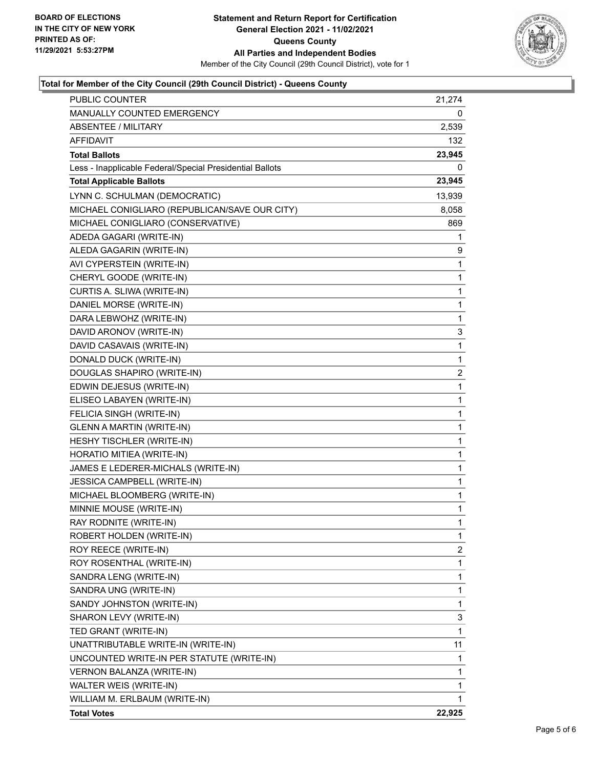**BOARD OF ELECTIONS IN THE CITY OF NEW YORK PRINTED AS OF: 11/29/2021 5:53:27PM**

**Statement and Return Report for Certification**
**General Election 2021 - 11/02/2021**
**Queens County**
**All Parties and Independent Bodies**
Member of the City Council (29th Council District), vote for 1

### Total for Member of the City Council (29th Council District) - Queens County

| | |
|---|---|
| PUBLIC COUNTER | 21,274 |
| MANUALLY COUNTED EMERGENCY | 0 |
| ABSENTEE / MILITARY | 2,539 |
| AFFIDAVIT | 132 |
| **Total Ballots** | **23,945** |
| Less - Inapplicable Federal/Special Presidential Ballots | 0 |
| **Total Applicable Ballots** | **23,945** |
| LYNN C. SCHULMAN (DEMOCRATIC) | 13,939 |
| MICHAEL CONIGLIARO (REPUBLICAN/SAVE OUR CITY) | 8,058 |
| MICHAEL CONIGLIARO (CONSERVATIVE) | 869 |
| ADEDA GAGARI (WRITE-IN) | 1 |
| ALEDA GAGARIN (WRITE-IN) | 9 |
| AVI CYPERSTEIN (WRITE-IN) | 1 |
| CHERYL GOODE (WRITE-IN) | 1 |
| CURTIS A. SLIWA (WRITE-IN) | 1 |
| DANIEL MORSE (WRITE-IN) | 1 |
| DARA LEBWOHZ (WRITE-IN) | 1 |
| DAVID ARONOV (WRITE-IN) | 3 |
| DAVID CASAVAIS (WRITE-IN) | 1 |
| DONALD DUCK (WRITE-IN) | 1 |
| DOUGLAS SHAPIRO (WRITE-IN) | 2 |
| EDWIN DEJESUS (WRITE-IN) | 1 |
| ELISEO LABAYEN (WRITE-IN) | 1 |
| FELICIA SINGH (WRITE-IN) | 1 |
| GLENN A MARTIN (WRITE-IN) | 1 |
| HESHY TISCHLER (WRITE-IN) | 1 |
| HORATIO MITIEA (WRITE-IN) | 1 |
| JAMES E LEDERER-MICHALS (WRITE-IN) | 1 |
| JESSICA CAMPBELL (WRITE-IN) | 1 |
| MICHAEL BLOOMBERG (WRITE-IN) | 1 |
| MINNIE MOUSE (WRITE-IN) | 1 |
| RAY RODNITE (WRITE-IN) | 1 |
| ROBERT HOLDEN (WRITE-IN) | 1 |
| ROY REECE (WRITE-IN) | 2 |
| ROY ROSENTHAL (WRITE-IN) | 1 |
| SANDRA LENG (WRITE-IN) | 1 |
| SANDRA UNG (WRITE-IN) | 1 |
| SANDY JOHNSTON (WRITE-IN) | 1 |
| SHARON LEVY (WRITE-IN) | 3 |
| TED GRANT (WRITE-IN) | 1 |
| UNATTRIBUTABLE WRITE-IN (WRITE-IN) | 11 |
| UNCOUNTED WRITE-IN PER STATUTE (WRITE-IN) | 1 |
| VERNON BALANZA (WRITE-IN) | 1 |
| WALTER WEIS (WRITE-IN) | 1 |
| WILLIAM M. ERLBAUM (WRITE-IN) | 1 |
| **Total Votes** | **22,925** |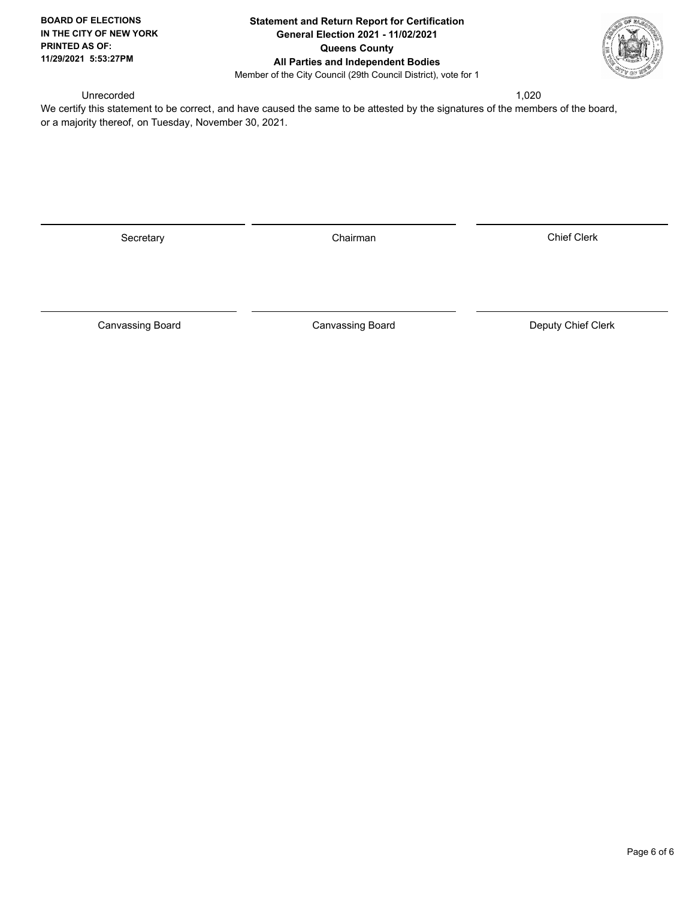| | |
|---|---|
| Unrecorded | 1,020 |

We certify this statement to be correct, and have caused the same to be attested by the signatures of the members of the board, or a majority thereof, on Tuesday, November 30, 2021.

| | | |
|---|---|---|
| Secretary | Chairman | Chief Clerk |
| Canvassing Board | Canvassing Board | Deputy Chief Clerk |